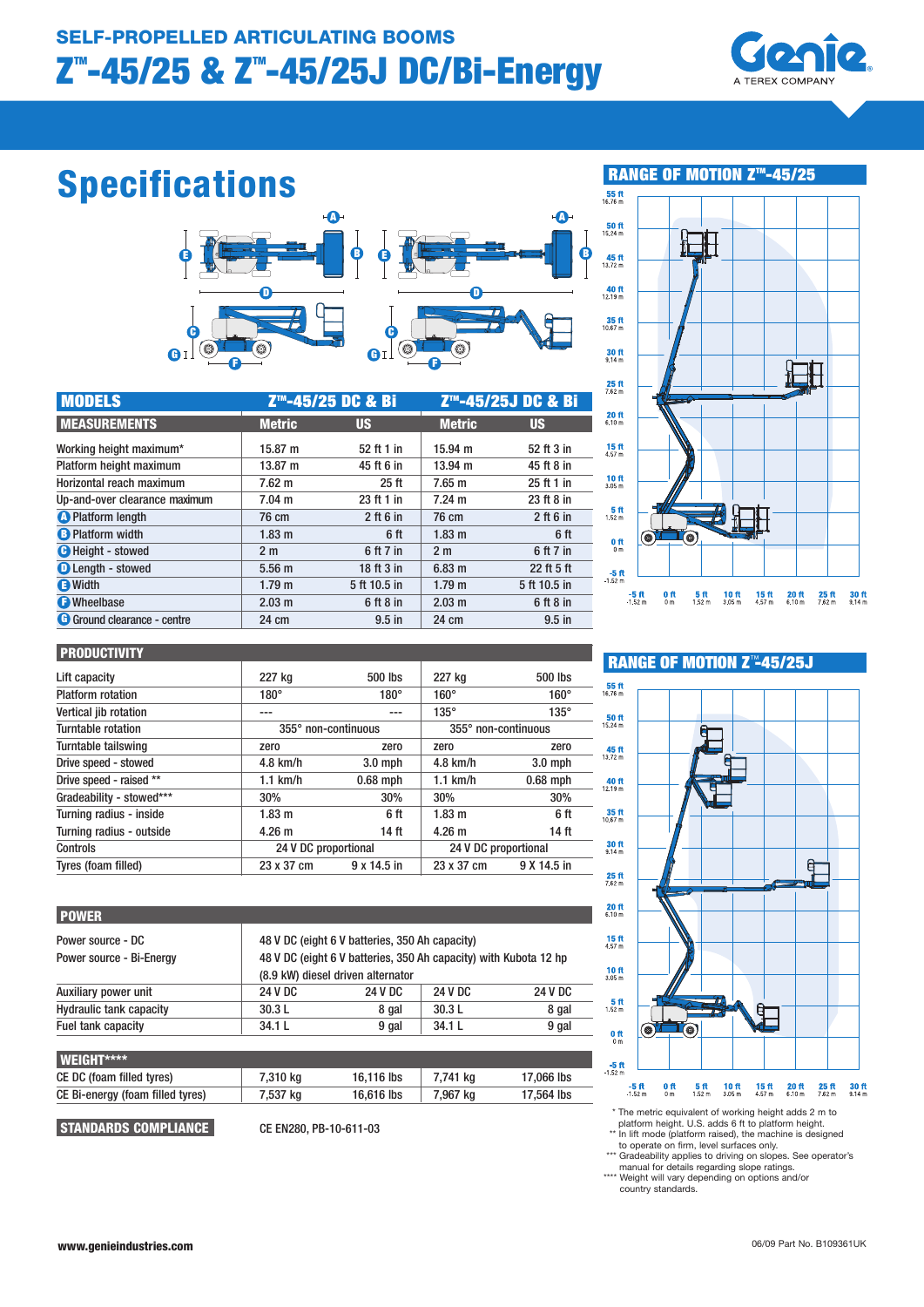# SELF-PROPELLED ARTICULATING BOOMS

# Z™-45/25 & Z™-45/25J DC/Bi-Energy

## Specifications

| MODELS | Z™-45/25 DC & Bi | | Z™-45/25J DC & Bi | |
|---|---|---|---|---|
| **MEASUREMENTS** | **Metric** | **US** | **Metric** | **US** |
| Working height maximum* | 15.87 m | 52 ft 1 in | 15.94 m | 52 ft 3 in |
| Platform height maximum | 13.87 m | 45 ft 6 in | 13.94 m | 45 ft 8 in |
| Horizontal reach maximum | 7.62 m | 25 ft | 7.65 m | 25 ft 1 in |
| Up-and-over clearance maximum | 7.04 m | 23 ft 1 in | 7.24 m | 23 ft 8 in |
| A Platform length | 76 cm | 2 ft 6 in | 76 cm | 2 ft 6 in |
| B Platform width | 1.83 m | 6 ft | 1.83 m | 6 ft |
| C Height - stowed | 2 m | 6 ft 7 in | 2 m | 6 ft 7 in |
| D Length - stowed | 5.56 m | 18 ft 3 in | 6.83 m | 22 ft 5 ft |
| E Width | 1.79 m | 5 ft 10.5 in | 1.79 m | 5 ft 10.5 in |
| F Wheelbase | 2.03 m | 6 ft 8 in | 2.03 m | 6 ft 8 in |
| G Ground clearance - centre | 24 cm | 9.5 in | 24 cm | 9.5 in |

| PRODUCTIVITY | | | | |
|---|---|---|---|---|
| Lift capacity | 227 kg | 500 lbs | 227 kg | 500 lbs |
| Platform rotation | 180° | 180° | 160° | 160° |
| Vertical jib rotation | --- | --- | 135° | 135° |
| Turntable rotation | 355° non-continuous | | 355° non-continuous | |
| Turntable tailswing | zero | zero | zero | zero |
| Drive speed - stowed | 4.8 km/h | 3.0 mph | 4.8 km/h | 3.0 mph |
| Drive speed - raised ** | 1.1 km/h | 0.68 mph | 1.1 km/h | 0.68 mph |
| Gradeability - stowed*** | 30% | 30% | 30% | 30% |
| Turning radius - inside | 1.83 m | 6 ft | 1.83 m | 6 ft |
| Turning radius - outside | 4.26 m | 14 ft | 4.26 m | 14 ft |
| Controls | 24 V DC proportional | | 24 V DC proportional | |
| Tyres (foam filled) | 23 x 37 cm | 9 x 14.5 in | 23 x 37 cm | 9 X 14.5 in |

| POWER | | | | |
|---|---|---|---|---|
| Power source - DC | 48 V DC (eight 6 V batteries, 350 Ah capacity) | | | |
| Power source - Bi-Energy | 48 V DC (eight 6 V batteries, 350 Ah capacity) with Kubota 12 hp (8.9 kW) diesel driven alternator | | | |
| Auxiliary power unit | 24 V DC | 24 V DC | 24 V DC | 24 V DC |
| Hydraulic tank capacity | 30.3 L | 8 gal | 30.3 L | 8 gal |
| Fuel tank capacity | 34.1 L | 9 gal | 34.1 L | 9 gal |

| WEIGHT**** | | | | |
|---|---|---|---|---|
| CE DC (foam filled tyres) | 7,310 kg | 16,116 lbs | 7,741 kg | 17,066 lbs |
| CE Bi-energy (foam filled tyres) | 7,537 kg | 16,616 lbs | 7,967 kg | 17,564 lbs |

**STANDARDS COMPLIANCE** CE EN280, PB-10-611-03

## RANGE OF MOTION Z™-45/25

## RANGE OF MOTION Z™-45/25J

\* The metric equivalent of working height adds 2 m to platform height. U.S. adds 6 ft to platform height.
\*\* In lift mode (platform raised), the machine is designed to operate on firm, level surfaces only.
\*\*\* Gradeability applies to driving on slopes. See operator's manual for details regarding slope ratings.
\*\*\*\* Weight will vary depending on options and/or country standards.

www.genieindustries.com

06/09 Part No. B109361UK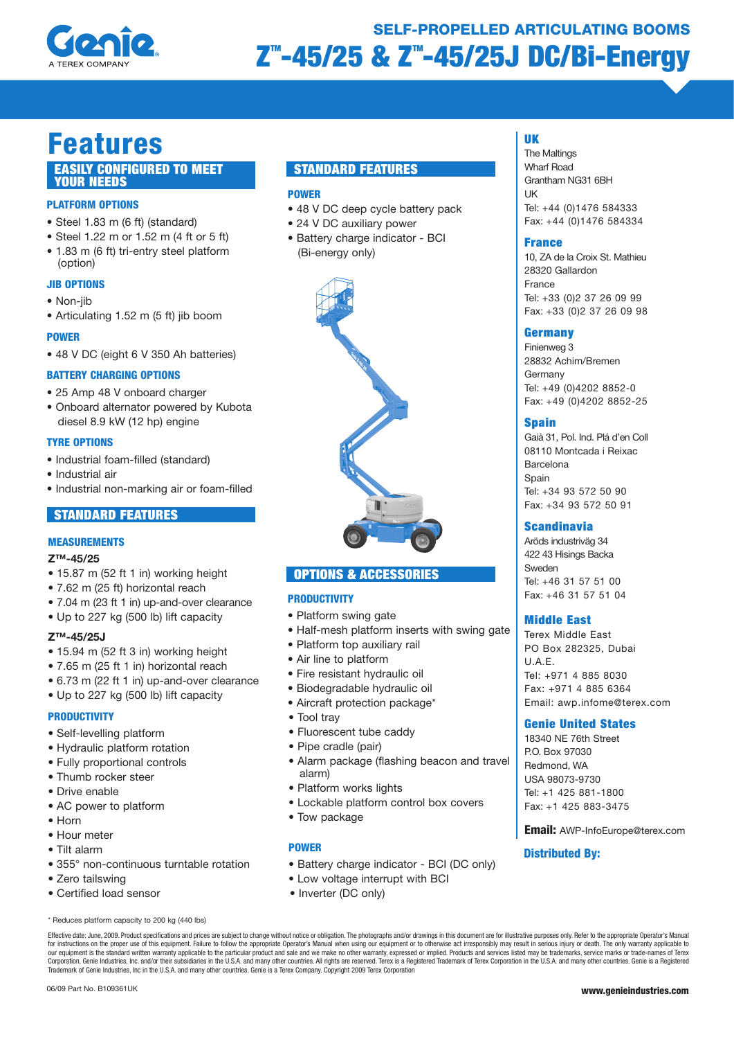# SELF-PROPELLED ARTICULATING BOOMS

# Z™-45/25 & Z™-45/25J DC/Bi-Energy

# Features

## EASILY CONFIGURED TO MEET YOUR NEEDS

### PLATFORM OPTIONS

- Steel 1.83 m (6 ft) (standard)
- Steel 1.22 m or 1.52 m (4 ft or 5 ft)
- 1.83 m (6 ft) tri-entry steel platform (option)

### JIB OPTIONS

- Non-jib
- Articulating 1.52 m (5 ft) jib boom

### POWER

- 48 V DC (eight 6 V 350 Ah batteries)

### BATTERY CHARGING OPTIONS

- 25 Amp 48 V onboard charger
- Onboard alternator powered by Kubota diesel 8.9 kW (12 hp) engine

### TYRE OPTIONS

- Industrial foam-filled (standard)
- Industrial air
- Industrial non-marking air or foam-filled

## STANDARD FEATURES

### MEASUREMENTS

**Z™-45/25**

- 15.87 m (52 ft 1 in) working height
- 7.62 m (25 ft) horizontal reach
- 7.04 m (23 ft 1 in) up-and-over clearance
- Up to 227 kg (500 lb) lift capacity

**Z™-45/25J**

- 15.94 m (52 ft 3 in) working height
- 7.65 m (25 ft 1 in) horizontal reach
- 6.73 m (22 ft 1 in) up-and-over clearance
- Up to 227 kg (500 lb) lift capacity

### PRODUCTIVITY

- Self-levelling platform
- Hydraulic platform rotation
- Fully proportional controls
- Thumb rocker steer
- Drive enable
- AC power to platform
- Horn
- Hour meter
- Tilt alarm
- 355° non-continuous turntable rotation
- Zero tailswing
- Certified load sensor

## STANDARD FEATURES

### POWER

- 48 V DC deep cycle battery pack
- 24 V DC auxiliary power
- Battery charge indicator - BCI (Bi-energy only)

## OPTIONS & ACCESSORIES

### PRODUCTIVITY

- Platform swing gate
- Half-mesh platform inserts with swing gate
- Platform top auxiliary rail
- Air line to platform
- Fire resistant hydraulic oil
- Biodegradable hydraulic oil
- Aircraft protection package*
- Tool tray
- Fluorescent tube caddy
- Pipe cradle (pair)
- Alarm package (flashing beacon and travel alarm)
- Platform works lights
- Lockable platform control box covers
- Tow package

### POWER

- Battery charge indicator - BCI (DC only)
- Low voltage interrupt with BCI
- Inverter (DC only)

## UK

The Maltings
Wharf Road
Grantham NG31 6BH
UK
Tel: +44 (0)1476 584333
Fax: +44 (0)1476 584334

## France

10, ZA de la Croix St. Mathieu
28320 Gallardon
France
Tel: +33 (0)2 37 26 09 99
Fax: +33 (0)2 37 26 09 98

## Germany

Finienweg 3
28832 Achim/Bremen
Germany
Tel: +49 (0)4202 8852-0
Fax: +49 (0)4202 8852-25

## Spain

Gaià 31, Pol. Ind. Plá d'en Coll
08110 Montcada i Reixac
Barcelona
Spain
Tel: +34 93 572 50 90
Fax: +34 93 572 50 91

## Scandinavia

Aröds industriväg 34
422 43 Hisings Backa
Sweden
Tel: +46 31 57 51 00
Fax: +46 31 57 51 04

## Middle East

Terex Middle East
PO Box 282325, Dubai
U.A.E.
Tel: +971 4 885 8030
Fax: +971 4 885 6364
Email: awp.infome@terex.com

## Genie United States

18340 NE 76th Street
P.O. Box 97030
Redmond, WA
USA 98073-9730
Tel: +1 425 881-1800
Fax: +1 425 883-3475

**Email:** AWP-InfoEurope@terex.com

**Distributed By:**

\* Reduces platform capacity to 200 kg (440 lbs)

Effective date: June, 2009. Product specifications and prices are subject to change without notice or obligation. The photographs and/or drawings in this document are for illustrative purposes only. Refer to the appropriate Operator's Manual for instructions on the proper use of this equipment. Failure to follow the appropriate Operator's Manual when using our equipment or to otherwise act irresponsibly may result in serious injury or death. The only warranty applicable to our equipment is the standard written warranty applicable to the particular product and sale and we make no other warranty, expressed or implied. Products and services listed may be trademarks, service marks or trade-names of Terex Corporation, Genie Industries, Inc. and/or their subsidiaries in the U.S.A. and many other countries. All rights are reserved. Terex is a Registered Trademark of Terex Corporation in the U.S.A. and many other countries. Genie is a Registered Trademark of Genie Industries, Inc in the U.S.A. and many other countries. Genie is a Terex Company. Copyright 2009 Terex Corporation

06/09 Part No. B109361UK

www.genieindustries.com